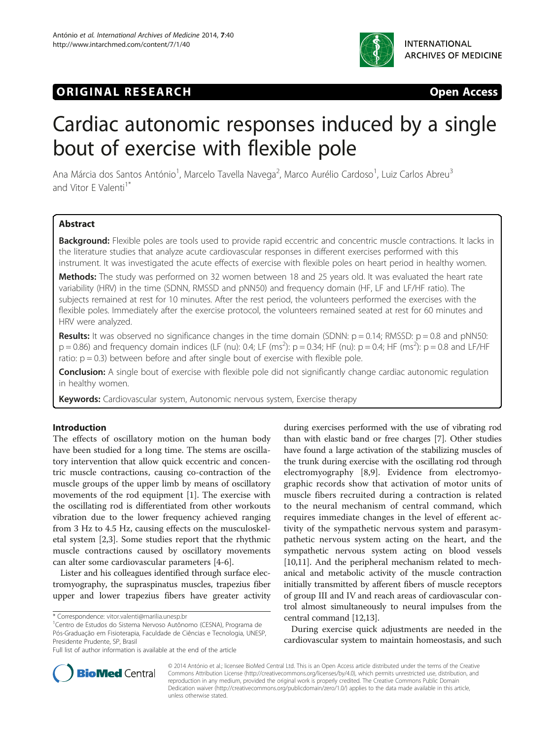**ORIGINAL RESEARCH** **Open Access**

# Cardiac autonomic responses induced by a single bout of exercise with flexible pole

Ana Márcia dos Santos António[1], Marcelo Tavella Navega[2], Marco Aurélio Cardoso[1], Luiz Carlos Abreu[3] and Vitor E Valenti[1*]

## Abstract

**Background:** Flexible poles are tools used to provide rapid eccentric and concentric muscle contractions. It lacks in the literature studies that analyze acute cardiovascular responses in different exercises performed with this instrument. It was investigated the acute effects of exercise with flexible poles on heart period in healthy women.

**Methods:** The study was performed on 32 women between 18 and 25 years old. It was evaluated the heart rate variability (HRV) in the time (SDNN, RMSSD and pNN50) and frequency domain (HF, LF and LF/HF ratio). The subjects remained at rest for 10 minutes. After the rest period, the volunteers performed the exercises with the flexible poles. Immediately after the exercise protocol, the volunteers remained seated at rest for 60 minutes and HRV were analyzed.

**Results:** It was observed no significance changes in the time domain (SDNN: $p = 0.14$; RMSSD: $p = 0.8$ and pNN50: $p = 0.86$) and frequency domain indices (LF (nu): 0.4; LF ($ms^2$): $p = 0.34$; HF (nu): $p = 0.4$; HF ($ms^2$): $p = 0.8$ and LF/HF ratio: $p = 0.3$) between before and after single bout of exercise with flexible pole.

**Conclusion:** A single bout of exercise with flexible pole did not significantly change cardiac autonomic regulation in healthy women.

**Keywords:** Cardiovascular system, Autonomic nervous system, Exercise therapy

## Introduction

The effects of oscillatory motion on the human body have been studied for a long time. The stems are oscillatory intervention that allow quick eccentric and concentric muscle contractions, causing co-contraction of the muscle groups of the upper limb by means of oscillatory movements of the rod equipment [1]. The exercise with the oscillating rod is differentiated from other workouts vibration due to the lower frequency achieved ranging from 3 Hz to 4.5 Hz, causing effects on the musculoskeletal system [2,3]. Some studies report that the rhythmic muscle contractions caused by oscillatory movements can alter some cardiovascular parameters [4-6].

Lister and his colleagues identified through surface electromyography, the supraspinatus muscles, trapezius fiber upper and lower trapezius fibers have greater activity during exercises performed with the use of vibrating rod than with elastic band or free charges [7]. Other studies have found a large activation of the stabilizing muscles of the trunk during exercise with the oscillating rod through electromyography [8,9]. Evidence from electromyographic records show that activation of motor units of muscle fibers recruited during a contraction is related to the neural mechanism of central command, which requires immediate changes in the level of efferent activity of the sympathetic nervous system and parasympathetic nervous system acting on the heart, and the sympathetic nervous system acting on blood vessels [10,11]. And the peripheral mechanism related to mechanical and metabolic activity of the muscle contraction initially transmitted by afferent fibers of muscle receptors of group III and IV and reach areas of cardiovascular control almost simultaneously to neural impulses from the central command [12,13].

During exercise quick adjustments are needed in the cardiovascular system to maintain homeostasis, and such

* Correspondence: vitor.valenti@marilia.unesp.br
[1]Centro de Estudos do Sistema Nervoso Autônomo (CESNA), Programa de Pós-Graduação em Fisioterapia, Faculdade de Ciências e Tecnologia, UNESP, Presidente Prudente, SP, Brasil
Full list of author information is available at the end of the article

© 2014 António et al.; licensee BioMed Central Ltd. This is an Open Access article distributed under the terms of the Creative Commons Attribution License (http://creativecommons.org/licenses/by/4.0), which permits unrestricted use, distribution, and reproduction in any medium, provided the original work is properly credited. The Creative Commons Public Domain Dedication waiver (http://creativecommons.org/publicdomain/zero/1.0/) applies to the data made available in this article, unless otherwise stated.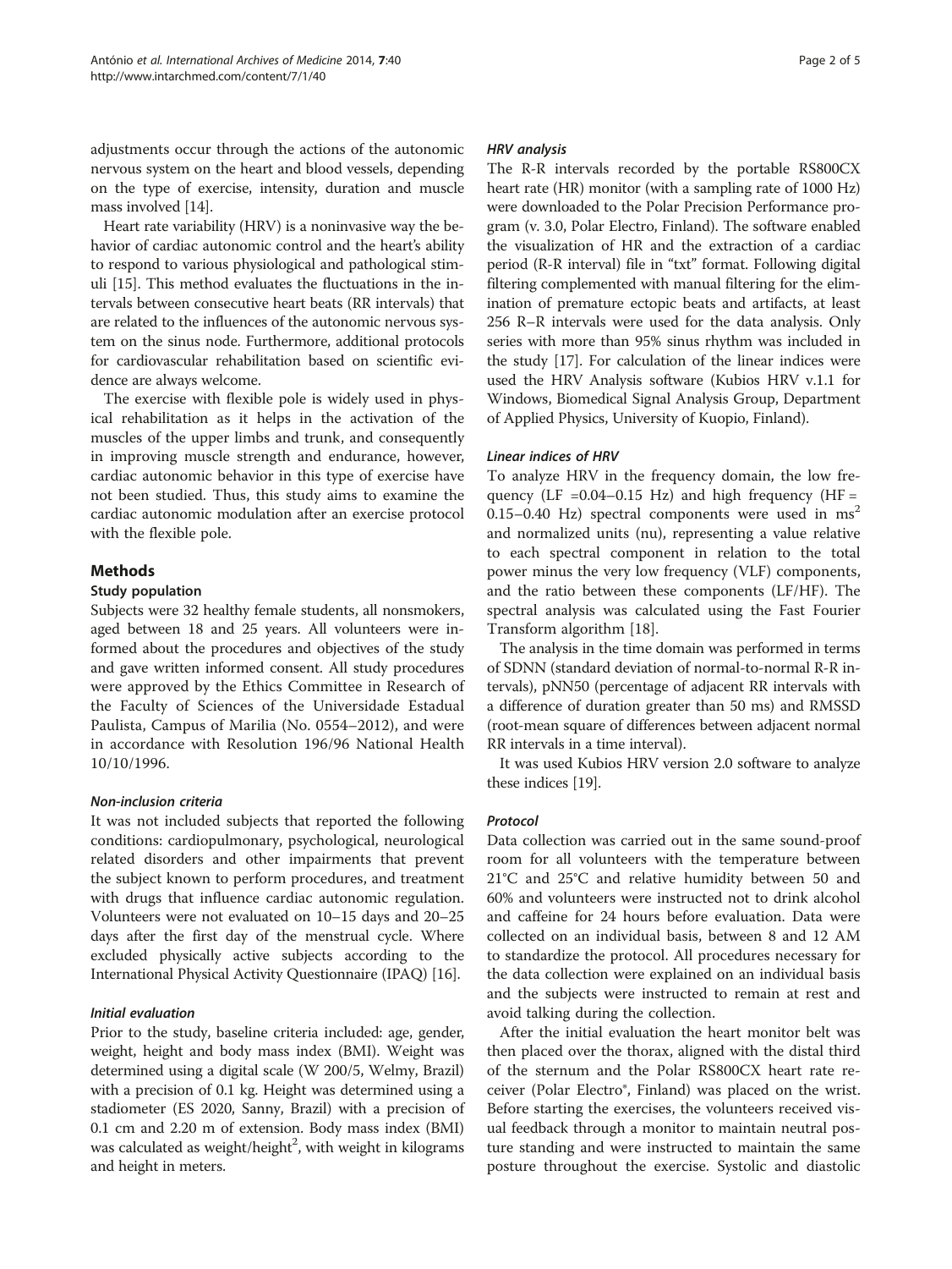adjustments occur through the actions of the autonomic nervous system on the heart and blood vessels, depending on the type of exercise, intensity, duration and muscle mass involved [14].

Heart rate variability (HRV) is a noninvasive way the behavior of cardiac autonomic control and the heart's ability to respond to various physiological and pathological stimuli [15]. This method evaluates the fluctuations in the intervals between consecutive heart beats (RR intervals) that are related to the influences of the autonomic nervous system on the sinus node. Furthermore, additional protocols for cardiovascular rehabilitation based on scientific evidence are always welcome.

The exercise with flexible pole is widely used in physical rehabilitation as it helps in the activation of the muscles of the upper limbs and trunk, and consequently in improving muscle strength and endurance, however, cardiac autonomic behavior in this type of exercise have not been studied. Thus, this study aims to examine the cardiac autonomic modulation after an exercise protocol with the flexible pole.

## Methods

### Study population

Subjects were 32 healthy female students, all nonsmokers, aged between 18 and 25 years. All volunteers were informed about the procedures and objectives of the study and gave written informed consent. All study procedures were approved by the Ethics Committee in Research of the Faculty of Sciences of the Universidade Estadual Paulista, Campus of Marilia (No. 0554–2012), and were in accordance with Resolution 196/96 National Health 10/10/1996.

#### *Non-inclusion criteria*

It was not included subjects that reported the following conditions: cardiopulmonary, psychological, neurological related disorders and other impairments that prevent the subject known to perform procedures, and treatment with drugs that influence cardiac autonomic regulation. Volunteers were not evaluated on 10–15 days and 20–25 days after the first day of the menstrual cycle. Where excluded physically active subjects according to the International Physical Activity Questionnaire (IPAQ) [16].

#### *Initial evaluation*

Prior to the study, baseline criteria included: age, gender, weight, height and body mass index (BMI). Weight was determined using a digital scale (W 200/5, Welmy, Brazil) with a precision of 0.1 kg. Height was determined using a stadiometer (ES 2020, Sanny, Brazil) with a precision of 0.1 cm and 2.20 m of extension. Body mass index (BMI) was calculated as weight/height$^2$, with weight in kilograms and height in meters.

#### *HRV analysis*

The R-R intervals recorded by the portable RS800CX heart rate (HR) monitor (with a sampling rate of 1000 Hz) were downloaded to the Polar Precision Performance program (v. 3.0, Polar Electro, Finland). The software enabled the visualization of HR and the extraction of a cardiac period (R-R interval) file in "txt" format. Following digital filtering complemented with manual filtering for the elimination of premature ectopic beats and artifacts, at least 256 R–R intervals were used for the data analysis. Only series with more than 95% sinus rhythm was included in the study [17]. For calculation of the linear indices were used the HRV Analysis software (Kubios HRV v.1.1 for Windows, Biomedical Signal Analysis Group, Department of Applied Physics, University of Kuopio, Finland).

#### *Linear indices of HRV*

To analyze HRV in the frequency domain, the low frequency (LF =0.04–0.15 Hz) and high frequency (HF = 0.15–0.40 Hz) spectral components were used in ms$^2$ and normalized units (nu), representing a value relative to each spectral component in relation to the total power minus the very low frequency (VLF) components, and the ratio between these components (LF/HF). The spectral analysis was calculated using the Fast Fourier Transform algorithm [18].

The analysis in the time domain was performed in terms of SDNN (standard deviation of normal-to-normal R-R intervals), pNN50 (percentage of adjacent RR intervals with a difference of duration greater than 50 ms) and RMSSD (root-mean square of differences between adjacent normal RR intervals in a time interval).

It was used Kubios HRV version 2.0 software to analyze these indices [19].

#### *Protocol*

Data collection was carried out in the same sound-proof room for all volunteers with the temperature between 21°C and 25°C and relative humidity between 50 and 60% and volunteers were instructed not to drink alcohol and caffeine for 24 hours before evaluation. Data were collected on an individual basis, between 8 and 12 AM to standardize the protocol. All procedures necessary for the data collection were explained on an individual basis and the subjects were instructed to remain at rest and avoid talking during the collection.

After the initial evaluation the heart monitor belt was then placed over the thorax, aligned with the distal third of the sternum and the Polar RS800CX heart rate receiver (Polar Electro®, Finland) was placed on the wrist. Before starting the exercises, the volunteers received visual feedback through a monitor to maintain neutral posture standing and were instructed to maintain the same posture throughout the exercise. Systolic and diastolic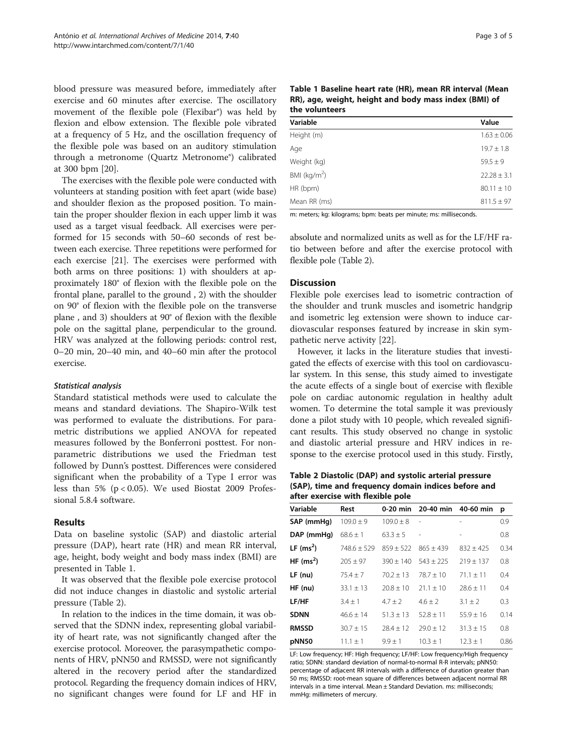blood pressure was measured before, immediately after exercise and 60 minutes after exercise. The oscillatory movement of the flexible pole (Flexibar®) was held by flexion and elbow extension. The flexible pole vibrated at a frequency of 5 Hz, and the oscillation frequency of the flexible pole was based on an auditory stimulation through a metronome (Quartz Metronome®) calibrated at 300 bpm [20].

The exercises with the flexible pole were conducted with volunteers at standing position with feet apart (wide base) and shoulder flexion as the proposed position. To maintain the proper shoulder flexion in each upper limb it was used as a target visual feedback. All exercises were performed for 15 seconds with 50–60 seconds of rest between each exercise. Three repetitions were performed for each exercise [21]. The exercises were performed with both arms on three positions: 1) with shoulders at approximately 180° of flexion with the flexible pole on the frontal plane, parallel to the ground , 2) with the shoulder on 90° of flexion with the flexible pole on the transverse plane , and 3) shoulders at 90° of flexion with the flexible pole on the sagittal plane, perpendicular to the ground. HRV was analyzed at the following periods: control rest, 0–20 min, 20–40 min, and 40–60 min after the protocol exercise.

#### *Statistical analysis*

Standard statistical methods were used to calculate the means and standard deviations. The Shapiro-Wilk test was performed to evaluate the distributions. For parametric distributions we applied ANOVA for repeated measures followed by the Bonferroni posttest. For non-parametric distributions we used the Friedman test followed by Dunn's posttest. Differences were considered significant when the probability of a Type I error was less than 5% ($p < 0.05$). We used Biostat 2009 Professional 5.8.4 software.

## Results

Data on baseline systolic (SAP) and diastolic arterial pressure (DAP), heart rate (HR) and mean RR interval, age, height, body weight and body mass index (BMI) are presented in Table 1.

It was observed that the flexible pole exercise protocol did not induce changes in diastolic and systolic arterial pressure (Table 2).

In relation to the indices in the time domain, it was observed that the SDNN index, representing global variability of heart rate, was not significantly changed after the exercise protocol. Moreover, the parasympathetic components of HRV, pNN50 and RMSSD, were not significantly altered in the recovery period after the standardized protocol. Regarding the frequency domain indices of HRV, no significant changes were found for LF and HF in absolute and normalized units as well as for the LF/HF ratio between before and after the exercise protocol with flexible pole (Table 2).

**Table 1 Baseline heart rate (HR), mean RR interval (Mean RR), age, weight, height and body mass index (BMI) of the volunteers**

| Variable | Value |
|---|---|
| Height (m) | 1.63 ± 0.06 |
| Age | 19.7 ± 1.8 |
| Weight (kg) | 59.5 ± 9 |
| BMI (kg/m²) | 22.28 ± 3.1 |
| HR (bpm) | 80.11 ± 10 |
| Mean RR (ms) | 811.5 ± 97 |

m: meters; kg: kilograms; bpm: beats per minute; ms: milliseconds.

## Discussion

Flexible pole exercises lead to isometric contraction of the shoulder and trunk muscles and isometric handgrip and isometric leg extension were shown to induce cardiovascular responses featured by increase in skin sympathetic nerve activity [22].

However, it lacks in the literature studies that investigated the effects of exercise with this tool on cardiovascular system. In this sense, this study aimed to investigate the acute effects of a single bout of exercise with flexible pole on cardiac autonomic regulation in healthy adult women. To determine the total sample it was previously done a pilot study with 10 people, which revealed significant results. This study observed no change in systolic and diastolic arterial pressure and HRV indices in response to the exercise protocol used in this study. Firstly,

**Table 2 Diastolic (DAP) and systolic arterial pressure (SAP), time and frequency domain indices before and after exercise with flexible pole**

| Variable | Rest | 0-20 min | 20-40 min | 40-60 min | p |
|---|---|---|---|---|---|
| **SAP (mmHg)** | 109.0 ± 9 | 109.0 ± 8 | - | - | 0.9 |
| **DAP (mmHg)** | 68.6 ± 1 | 63.3 ± 5 | - | - | 0.8 |
| **LF (ms²)** | 748.6 ± 529 | 859 ± 522 | 865 ± 439 | 832 ± 425 | 0.34 |
| **HF (ms²)** | 205 ± 97 | 390 ± 140 | 543 ± 225 | 219 ± 137 | 0.8 |
| **LF (nu)** | 75.4 ± 7 | 70.2 ± 13 | 78.7 ± 10 | 71.1 ± 11 | 0.4 |
| **HF (nu)** | 33.1 ± 13 | 20.8 ± 10 | 21.1 ± 10 | 28.6 ± 11 | 0.4 |
| **LF/HF** | 3.4 ± 1 | 4.7 ± 2 | 4.6 ± 2 | 3.1 ± 2 | 0.3 |
| **SDNN** | 46.6 ± 14 | 51.3 ± 13 | 52.8 ± 11 | 55.9 ± 16 | 0.14 |
| **RMSSD** | 30.7 ± 15 | 28.4 ± 12 | 29.0 ± 12 | 31.3 ± 15 | 0.8 |
| **pNN50** | 11.1 ± 1 | 9.9 ± 1 | 10.3 ± 1 | 12.3 ± 1 | 0.86 |

LF: Low frequency; HF: High frequency; LF/HF: Low frequency/High frequency ratio; SDNN: standard deviation of normal-to-normal R-R intervals; pNN50: percentage of adjacent RR intervals with a difference of duration greater than 50 ms; RMSSD: root-mean square of differences between adjacent normal RR intervals in a time interval. Mean ± Standard Deviation. ms: milliseconds; mmHg: millimeters of mercury.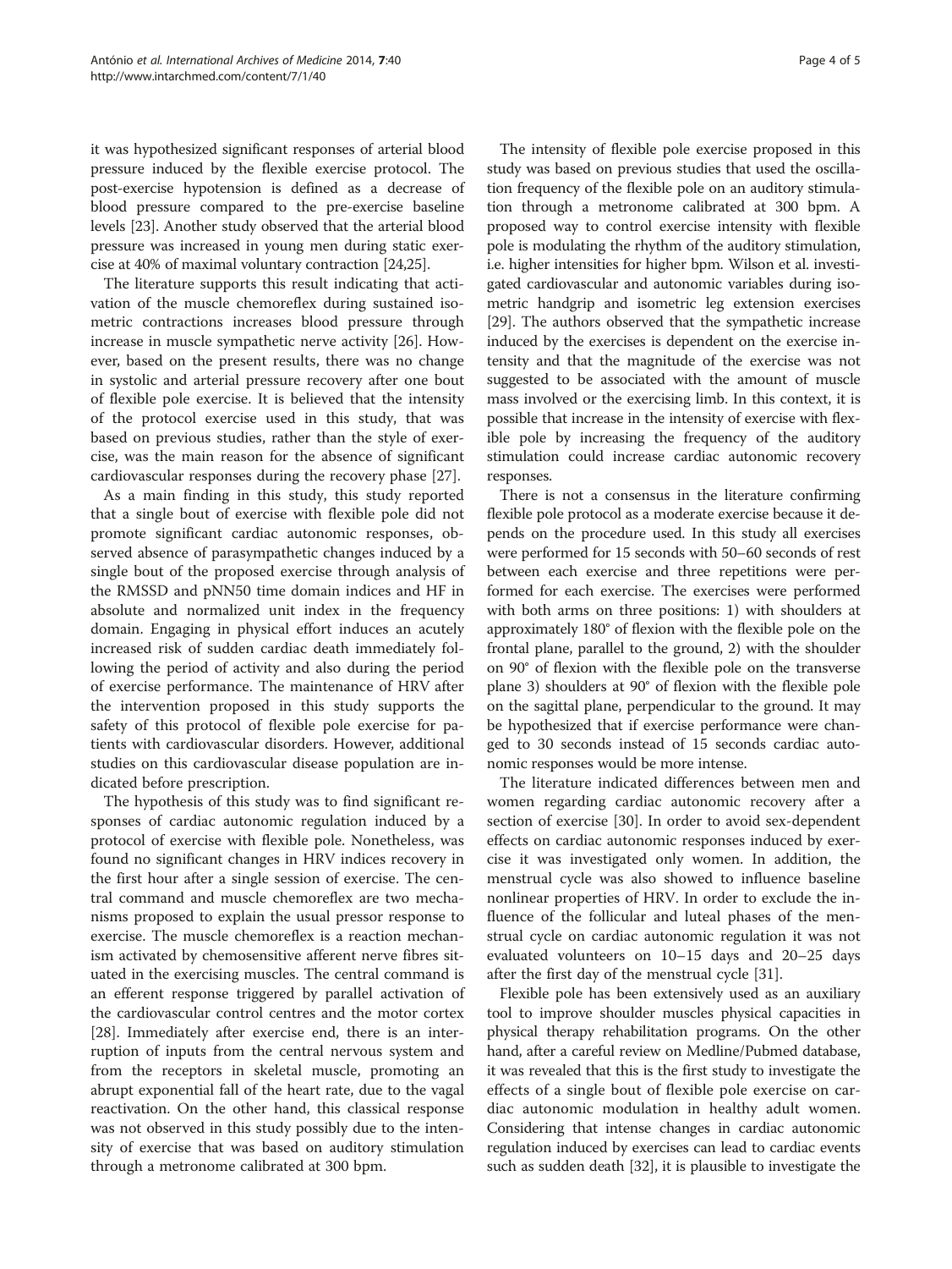it was hypothesized significant responses of arterial blood pressure induced by the flexible exercise protocol. The post-exercise hypotension is defined as a decrease of blood pressure compared to the pre-exercise baseline levels [23]. Another study observed that the arterial blood pressure was increased in young men during static exercise at 40% of maximal voluntary contraction [24,25].

The literature supports this result indicating that activation of the muscle chemoreflex during sustained isometric contractions increases blood pressure through increase in muscle sympathetic nerve activity [26]. However, based on the present results, there was no change in systolic and arterial pressure recovery after one bout of flexible pole exercise. It is believed that the intensity of the protocol exercise used in this study, that was based on previous studies, rather than the style of exercise, was the main reason for the absence of significant cardiovascular responses during the recovery phase [27].

As a main finding in this study, this study reported that a single bout of exercise with flexible pole did not promote significant cardiac autonomic responses, observed absence of parasympathetic changes induced by a single bout of the proposed exercise through analysis of the RMSSD and pNN50 time domain indices and HF in absolute and normalized unit index in the frequency domain. Engaging in physical effort induces an acutely increased risk of sudden cardiac death immediately following the period of activity and also during the period of exercise performance. The maintenance of HRV after the intervention proposed in this study supports the safety of this protocol of flexible pole exercise for patients with cardiovascular disorders. However, additional studies on this cardiovascular disease population are indicated before prescription.

The hypothesis of this study was to find significant responses of cardiac autonomic regulation induced by a protocol of exercise with flexible pole. Nonetheless, was found no significant changes in HRV indices recovery in the first hour after a single session of exercise. The central command and muscle chemoreflex are two mechanisms proposed to explain the usual pressor response to exercise. The muscle chemoreflex is a reaction mechanism activated by chemosensitive afferent nerve fibres situated in the exercising muscles. The central command is an efferent response triggered by parallel activation of the cardiovascular control centres and the motor cortex [28]. Immediately after exercise end, there is an interruption of inputs from the central nervous system and from the receptors in skeletal muscle, promoting an abrupt exponential fall of the heart rate, due to the vagal reactivation. On the other hand, this classical response was not observed in this study possibly due to the intensity of exercise that was based on auditory stimulation through a metronome calibrated at 300 bpm.

The intensity of flexible pole exercise proposed in this study was based on previous studies that used the oscillation frequency of the flexible pole on an auditory stimulation through a metronome calibrated at 300 bpm. A proposed way to control exercise intensity with flexible pole is modulating the rhythm of the auditory stimulation, i.e. higher intensities for higher bpm. Wilson et al. investigated cardiovascular and autonomic variables during isometric handgrip and isometric leg extension exercises [29]. The authors observed that the sympathetic increase induced by the exercises is dependent on the exercise intensity and that the magnitude of the exercise was not suggested to be associated with the amount of muscle mass involved or the exercising limb. In this context, it is possible that increase in the intensity of exercise with flexible pole by increasing the frequency of the auditory stimulation could increase cardiac autonomic recovery responses.

There is not a consensus in the literature confirming flexible pole protocol as a moderate exercise because it depends on the procedure used. In this study all exercises were performed for 15 seconds with 50–60 seconds of rest between each exercise and three repetitions were performed for each exercise. The exercises were performed with both arms on three positions: 1) with shoulders at approximately 180° of flexion with the flexible pole on the frontal plane, parallel to the ground, 2) with the shoulder on 90° of flexion with the flexible pole on the transverse plane 3) shoulders at 90° of flexion with the flexible pole on the sagittal plane, perpendicular to the ground. It may be hypothesized that if exercise performance were changed to 30 seconds instead of 15 seconds cardiac autonomic responses would be more intense.

The literature indicated differences between men and women regarding cardiac autonomic recovery after a section of exercise [30]. In order to avoid sex-dependent effects on cardiac autonomic responses induced by exercise it was investigated only women. In addition, the menstrual cycle was also showed to influence baseline nonlinear properties of HRV. In order to exclude the influence of the follicular and luteal phases of the menstrual cycle on cardiac autonomic regulation it was not evaluated volunteers on 10–15 days and 20–25 days after the first day of the menstrual cycle [31].

Flexible pole has been extensively used as an auxiliary tool to improve shoulder muscles physical capacities in physical therapy rehabilitation programs. On the other hand, after a careful review on Medline/Pubmed database, it was revealed that this is the first study to investigate the effects of a single bout of flexible pole exercise on cardiac autonomic modulation in healthy adult women. Considering that intense changes in cardiac autonomic regulation induced by exercises can lead to cardiac events such as sudden death [32], it is plausible to investigate the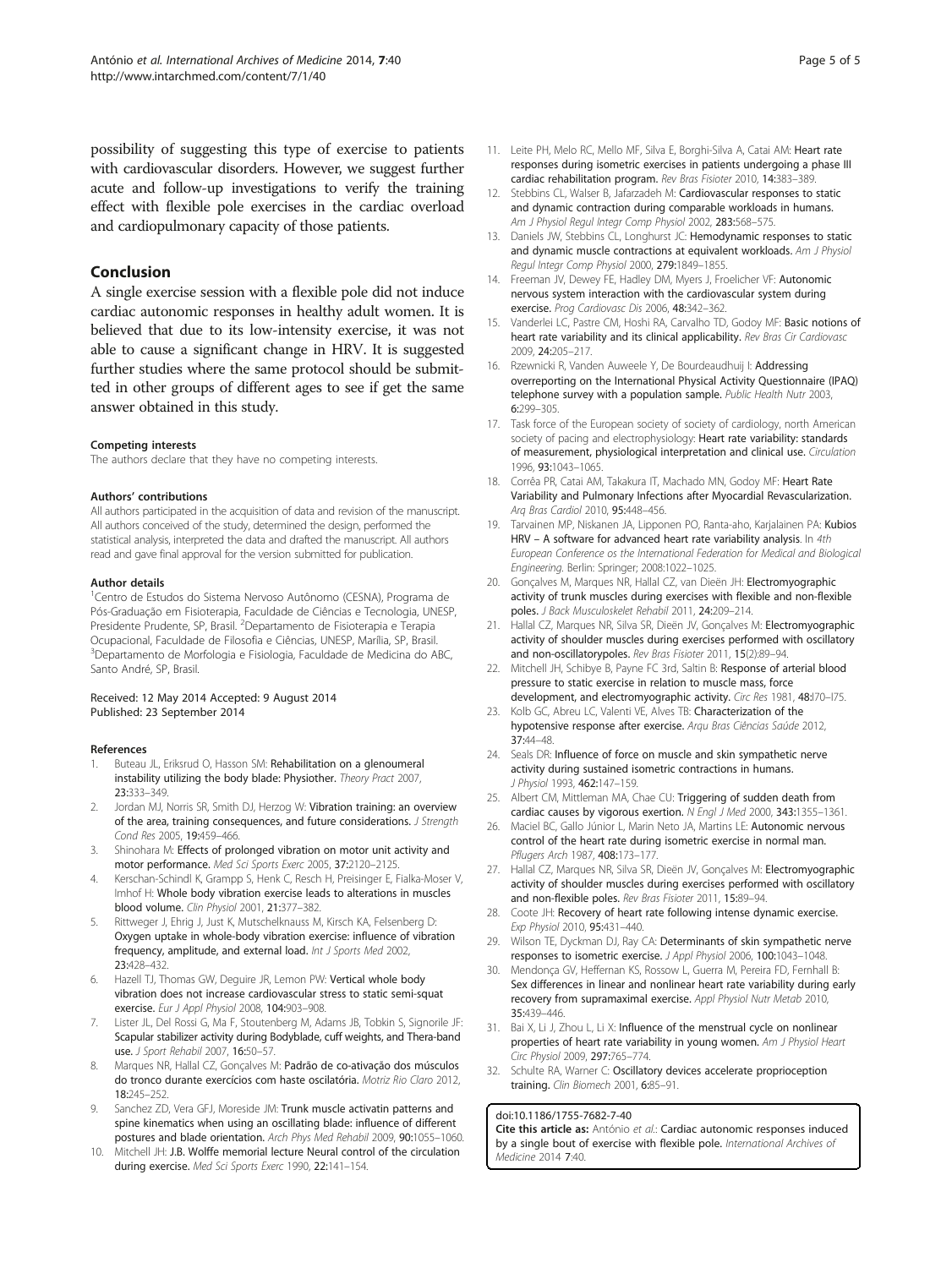possibility of suggesting this type of exercise to patients with cardiovascular disorders. However, we suggest further acute and follow-up investigations to verify the training effect with flexible pole exercises in the cardiac overload and cardiopulmonary capacity of those patients.

## Conclusion

A single exercise session with a flexible pole did not induce cardiac autonomic responses in healthy adult women. It is believed that due to its low-intensity exercise, it was not able to cause a significant change in HRV. It is suggested further studies where the same protocol should be submitted in other groups of different ages to see if get the same answer obtained in this study.

#### Competing interests

The authors declare that they have no competing interests.

#### Authors' contributions

All authors participated in the acquisition of data and revision of the manuscript. All authors conceived of the study, determined the design, performed the statistical analysis, interpreted the data and drafted the manuscript. All authors read and gave final approval for the version submitted for publication.

#### Author details

[1]Centro de Estudos do Sistema Nervoso Autônomo (CESNA), Programa de Pós-Graduação em Fisioterapia, Faculdade de Ciências e Tecnologia, UNESP, Presidente Prudente, SP, Brasil. [2]Departamento de Fisioterapia e Terapia Ocupacional, Faculdade de Filosofia e Ciências, UNESP, Marília, SP, Brasil. [3]Departamento de Morfologia e Fisiologia, Faculdade de Medicina do ABC, Santo André, SP, Brasil.

Received: 12 May 2014 Accepted: 9 August 2014
Published: 23 September 2014

#### References

1. Buteau JL, Eriksrud O, Hasson SM: **Rehabilitation on a glenoumeral instability utilizing the body blade: Physiother.** *Theory Pract* 2007, **23:**333–349.
2. Jordan MJ, Norris SR, Smith DJ, Herzog W: **Vibration training: an overview of the area, training consequences, and future considerations.** *J Strength Cond Res* 2005, **19:**459–466.
3. Shinohara M: **Effects of prolonged vibration on motor unit activity and motor performance.** *Med Sci Sports Exerc* 2005, **37:**2120–2125.
4. Kerschan-Schindl K, Grampp S, Henk C, Resch H, Preisinger E, Fialka-Moser V, Imhof H: **Whole body vibration exercise leads to alterations in muscles blood volume.** *Clin Physiol* 2001, **21:**377–382.
5. Rittweger J, Ehrig J, Just K, Mutschelknauss M, Kirsch KA, Felsenberg D: **Oxygen uptake in whole-body vibration exercise: influence of vibration frequency, amplitude, and external load.** *Int J Sports Med* 2002, **23:**428–432.
6. Hazell TJ, Thomas GW, Deguire JR, Lemon PW: **Vertical whole body vibration does not increase cardiovascular stress to static semi-squat exercise.** *Eur J Appl Physiol* 2008, **104:**903–908.
7. Lister JL, Del Rossi G, Ma F, Stoutenberg M, Adams JB, Tobkin S, Signorile JF: **Scapular stabilizer activity during Bodyblade, cuff weights, and Thera-band use.** *J Sport Rehabil* 2007, **16:**50–57.
8. Marques NR, Hallal CZ, Gonçalves M: **Padrão de co-ativação dos músculos do tronco durante exercícios com haste oscilatória.** *Motriz Rio Claro* 2012, **18:**245–252.
9. Sanchez ZD, Vera GFJ, Moreside JM: **Trunk muscle activatin patterns and spine kinematics when using an oscillating blade: influence of different postures and blade orientation.** *Arch Phys Med Rehabil* 2009, **90:**1055–1060.
10. Mitchell JH: **J.B. Wolffe memorial lecture Neural control of the circulation during exercise.** *Med Sci Sports Exerc* 1990, **22:**141–154.
11. Leite PH, Melo RC, Mello MF, Silva E, Borghi-Silva A, Catai AM: **Heart rate responses during isometric exercises in patients undergoing a phase III cardiac rehabilitation program.** *Rev Bras Fisioter* 2010, **14:**383–389.
12. Stebbins CL, Walser B, Jafarzadeh M: **Cardiovascular responses to static and dynamic contraction during comparable workloads in humans.** *Am J Physiol Regul Integr Comp Physiol* 2002, **283:**568–575.
13. Daniels JW, Stebbins CL, Longhurst JC: **Hemodynamic responses to static and dynamic muscle contractions at equivalent workloads.** *Am J Physiol Regul Integr Comp Physiol* 2000, **279:**1849–1855.
14. Freeman JV, Dewey FE, Hadley DM, Myers J, Froelicher VF: **Autonomic nervous system interaction with the cardiovascular system during exercise.** *Prog Cardiovasc Dis* 2006, **48:**342–362.
15. Vanderlei LC, Pastre CM, Hoshi RA, Carvalho TD, Godoy MF: **Basic notions of heart rate variability and its clinical applicability.** *Rev Bras Cir Cardiovasc* 2009, **24:**205–217.
16. Rzewnicki R, Vanden Auweele Y, De Bourdeaudhuij I: **Addressing overreporting on the International Physical Activity Questionnaire (IPAQ) telephone survey with a population sample.** *Public Health Nutr* 2003, **6:**299–305.
17. Task force of the European society of society of cardiology, north American society of pacing and electrophysiology: **Heart rate variability: standards of measurement, physiological interpretation and clinical use.** *Circulation* 1996, **93:**1043–1065.
18. Corrêa PR, Catai AM, Takakura IT, Machado MN, Godoy MF: **Heart Rate Variability and Pulmonary Infections after Myocardial Revascularization.** *Arq Bras Cardiol* 2010, **95:**448–456.
19. Tarvainen MP, Niskanen JA, Lipponen PO, Ranta-aho, Karjalainen PA: **Kubios HRV – A software for advanced heart rate variability analysis.** In *4th European Conference os the International Federation for Medical and Biological Engineering.* Berlin: Springer; 2008:1022–1025.
20. Gonçalves M, Marques NR, Hallal CZ, van Dieën JH: **Electromyographic activity of trunk muscles during exercises with flexible and non-flexible poles.** *J Back Musculoskelet Rehabil* 2011, **24:**209–214.
21. Hallal CZ, Marques NR, Silva SR, Dieën JV, Gonçalves M: **Electromyographic activity of shoulder muscles during exercises performed with oscillatory and non-oscillatorypoles.** *Rev Bras Fisioter* 2011, **15**(2):89–94.
22. Mitchell JH, Schibye B, Payne FC 3rd, Saltin B: **Response of arterial blood pressure to static exercise in relation to muscle mass, force development, and electromyographic activity.** *Circ Res* 1981, **48:**I70–I75.
23. Kolb GC, Abreu LC, Valenti VE, Alves TB: **Characterization of the hypotensive response after exercise.** *Arqu Bras Ciências Saúde* 2012, **37:**44–48.
24. Seals DR: **Influence of force on muscle and skin sympathetic nerve activity during sustained isometric contractions in humans.** *J Physiol* 1993, **462:**147–159.
25. Albert CM, Mittleman MA, Chae CU: **Triggering of sudden death from cardiac causes by vigorous exertion.** *N Engl J Med* 2000, **343:**1355–1361.
26. Maciel BC, Gallo Júnior L, Marin Neto JA, Martins LE: **Autonomic nervous control of the heart rate during isometric exercise in normal man.** *Pflugers Arch* 1987, **408:**173–177.
27. Hallal CZ, Marques NR, Silva SR, Dieën JV, Gonçalves M: **Electromyographic activity of shoulder muscles during exercises performed with oscillatory and non-flexible poles.** *Rev Bras Fisioter* 2011, **15:**89–94.
28. Coote JH: **Recovery of heart rate following intense dynamic exercise.** *Exp Physiol* 2010, **95:**431–440.
29. Wilson TE, Dyckman DJ, Ray CA: **Determinants of skin sympathetic nerve responses to isometric exercise.** *J Appl Physiol* 2006, **100:**1043–1048.
30. Mendonça GV, Heffernan KS, Rossow L, Guerra M, Pereira FD, Fernhall B: **Sex differences in linear and nonlinear heart rate variability during early recovery from supramaximal exercise.** *Appl Physiol Nutr Metab* 2010, **35:**439–446.
31. Bai X, Li J, Zhou L, Li X: **Influence of the menstrual cycle on nonlinear properties of heart rate variability in young women.** *Am J Physiol Heart Circ Physiol* 2009, **297:**765–774.
32. Schulte RA, Warner C: **Oscillatory devices accelerate proprioception training.** *Clin Biomech* 2001, **6:**85–91.

doi:10.1186/1755-7682-7-40
**Cite this article as:** António *et al.*: Cardiac autonomic responses induced by a single bout of exercise with flexible pole. *International Archives of Medicine* 2014 **7**:40.